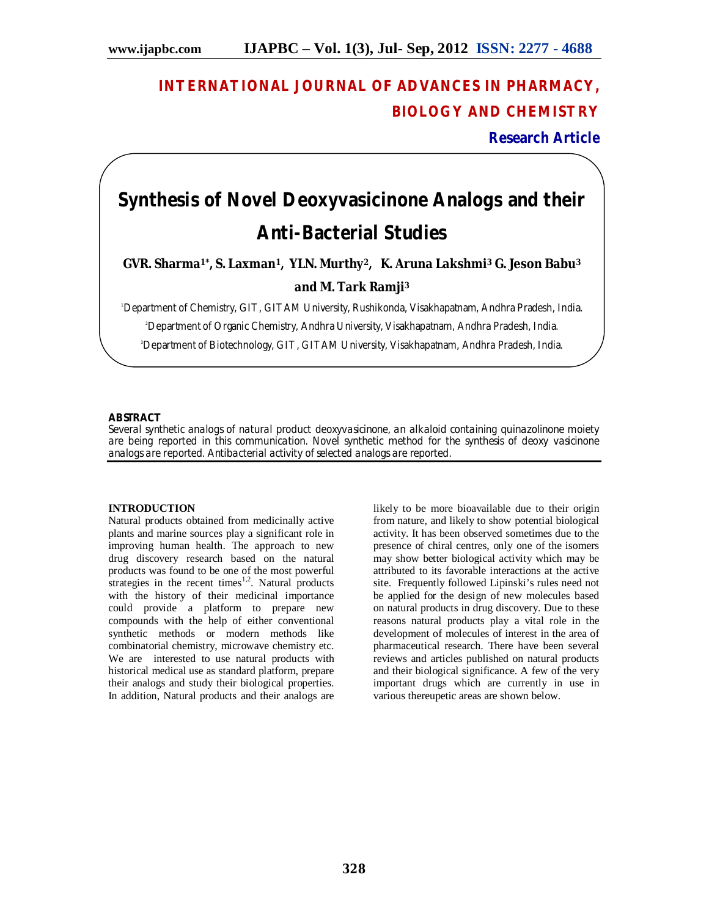# INTERNATIONAL JOURNAL OF ADVANCES IN PHARMACY, BIOLOGY AND CHEMISTRY

**Research Article**

# Synthesis of Novel Deoxyvasicinone Analogs and their Anti-Bacterial Studies

**GVR. Sharma[1]\*, S. Laxman[1], YLN. Murthy[2], K. Aruna Lakshmi[3] G. Jeson Babu[3] and M. Tark Ramji[3]**

[1]Department of Chemistry, GIT, GITAM University, Rushikonda, Visakhapatnam, Andhra Pradesh, India.

[2]Department of Organic Chemistry, Andhra University, Visakhapatnam, Andhra Pradesh, India.

[3]Department of Biotechnology, GIT, GITAM University, Visakhapatnam, Andhra Pradesh, India.

## ABSTRACT

*Several synthetic analogs of natural product deoxyvasicinone, an alkaloid containing quinazolinone moiety are being reported in this communication. Novel synthetic method for the synthesis of deoxy vasicinone analogs are reported. Antibacterial activity of selected analogs are reported.*

## INTRODUCTION

Natural products obtained from medicinally active plants and marine sources play a significant role in improving human health. The approach to new drug discovery research based on the natural products was found to be one of the most powerful strategies in the recent times[1,2]. Natural products with the history of their medicinal importance could provide a platform to prepare new compounds with the help of either conventional synthetic methods or modern methods like combinatorial chemistry, microwave chemistry etc. We are interested to use natural products with historical medical use as standard platform, prepare their analogs and study their biological properties. In addition, Natural products and their analogs are likely to be more bioavailable due to their origin from nature, and likely to show potential biological activity. It has been observed sometimes due to the presence of chiral centres, only one of the isomers may show better biological activity which may be attributed to its favorable interactions at the active site. Frequently followed Lipinski's rules need not be applied for the design of new molecules based on natural products in drug discovery. Due to these reasons natural products play a vital role in the development of molecules of interest in the area of pharmaceutical research. There have been several reviews and articles published on natural products and their biological significance. A few of the very important drugs which are currently in use in various thereupetic areas are shown below.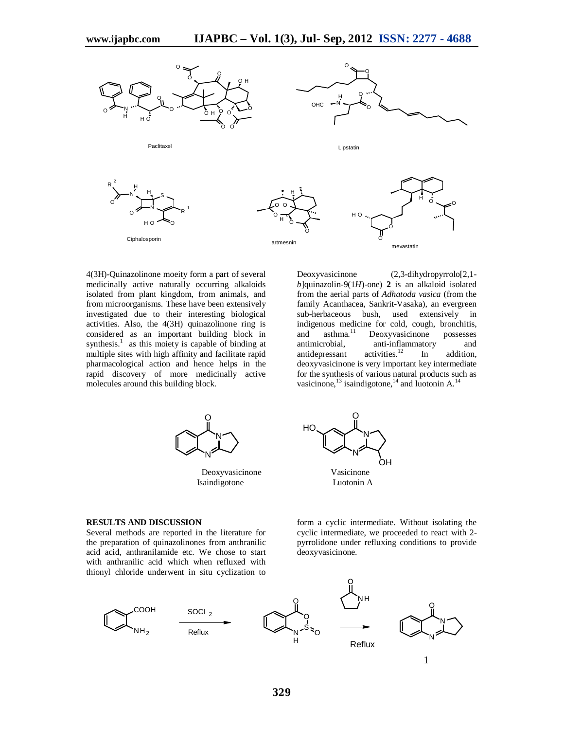Paclitaxel

Lipstatin

Ciphalosporin

artmesnin

mevastatin

4(3H)-Quinazolinone moeity form a part of several medicinally active naturally occurring alkaloids isolated from plant kingdom, from animals, and from microorganisms. These have been extensively investigated due to their interesting biological activities. Also, the 4(3H) quinazolinone ring is considered as an important building block in synthesis.[1] as this moiety is capable of binding at multiple sites with high affinity and facilitate rapid pharmacological action and hence helps in the rapid discovery of more medicinally active molecules around this building block.

Deoxyvasicinone (2,3-dihydropyrrolo[2,1-*b*]quinazolin-9(1*H*)-one) **2** is an alkaloid isolated from the aerial parts of *Adhatoda vasica* (from the family Acanthacea, Sankrit-Vasaka), an evergreen sub-herbaceous bush, used extensively in indigenous medicine for cold, cough, bronchitis, and asthma.[11] Deoxyvasicinone possesses antimicrobial, anti-inflammatory and antidepressant activities.[12] In addition, deoxyvasicinone is very important key intermediate for the synthesis of various natural products such as vasicinone,[13] isaindigotone,[14] and luotonin A.[14]

Deoxyvasicinone
Isaindigotone

Vasicinone
Luotonin A

## RESULTS AND DISCUSSION

Several methods are reported in the literature for the preparation of quinazolinones from anthranilic acid acid, anthranilamide etc. We chose to start with anthranilic acid which when refluxed with thionyl chloride underwent in situ cyclization to form a cyclic intermediate. Without isolating the cyclic intermediate, we proceeded to react with 2-pyrrolidone under refluxing conditions to provide deoxyvasicinone.

$SOCl_2$ Reflux

Reflux

1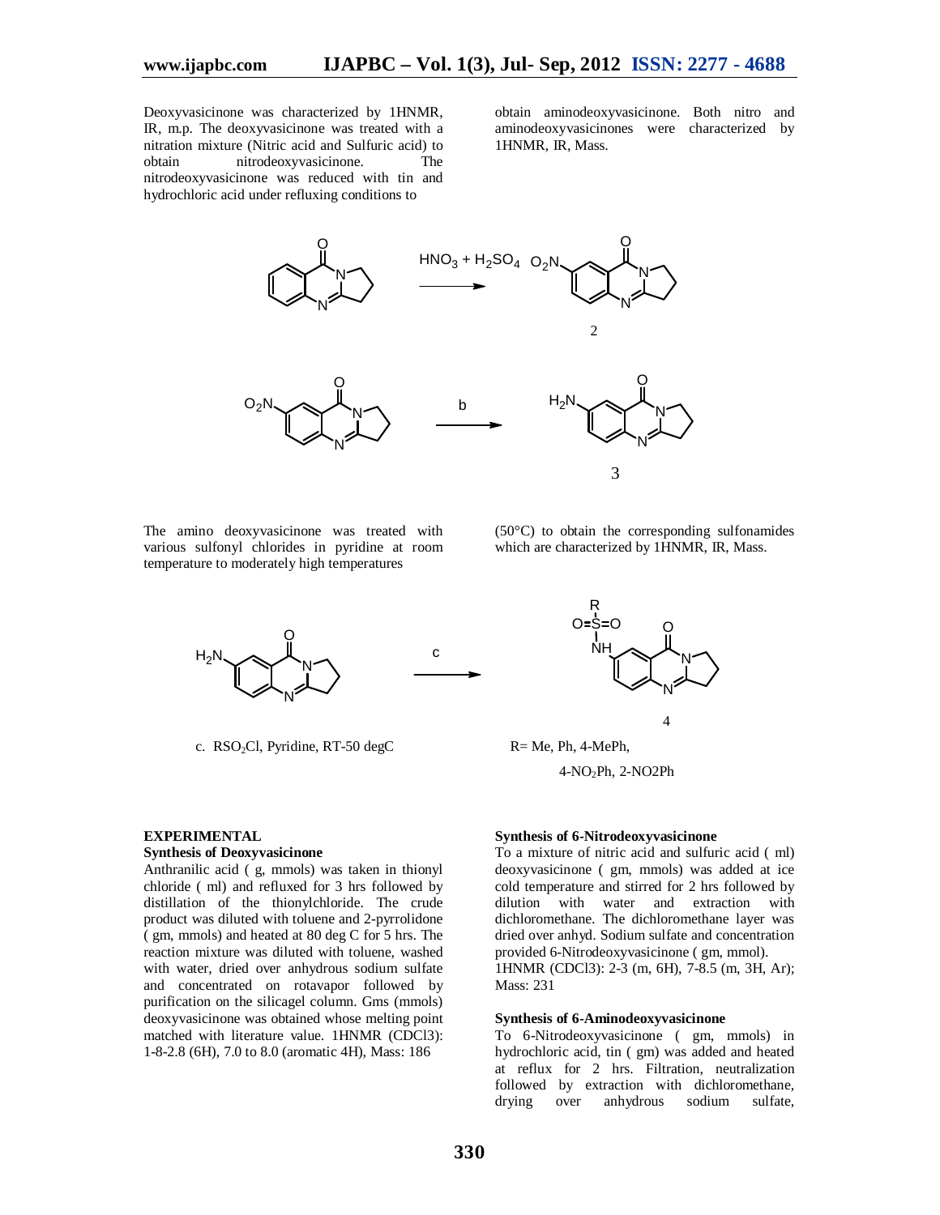Deoxyvasicinone was characterized by 1HNMR, IR, m.p. The deoxyvasicinone was treated with a nitration mixture (Nitric acid and Sulfuric acid) to obtain nitrodeoxyvasicinone. The nitrodeoxyvasicinone was reduced with tin and hydrochloric acid under refluxing conditions to obtain aminodeoxyvasicinone. Both nitro and aminodeoxyvasicinones were characterized by 1HNMR, IR, Mass.

$HNO_3 + H_2SO_4$

2

b

3

The amino deoxyvasicinone was treated with various sulfonyl chlorides in pyridine at room temperature to moderately high temperatures (50°C) to obtain the corresponding sulfonamides which are characterized by 1HNMR, IR, Mass.

c

4

c. $RSO_2Cl$, Pyridine, RT-50 degC

R= Me, Ph, 4-MePh, 4-$NO_2$Ph, 2-NO2Ph

## EXPERIMENTAL

### Synthesis of Deoxyvasicinone

Anthranilic acid ( g, mmols) was taken in thionyl chloride ( ml) and refluxed for 3 hrs followed by distillation of the thionylchloride. The crude product was diluted with toluene and 2-pyrrolidone ( gm, mmols) and heated at 80 deg C for 5 hrs. The reaction mixture was diluted with toluene, washed with water, dried over anhydrous sodium sulfate and concentrated on rotavapor followed by purification on the silicagel column. Gms (mmols) deoxyvasicinone was obtained whose melting point matched with literature value. 1HNMR (CDCl3): 1-8-2.8 (6H), 7.0 to 8.0 (aromatic 4H), Mass: 186

### Synthesis of 6-Nitrodeoxyvasicinone

To a mixture of nitric acid and sulfuric acid ( ml) deoxyvasicinone ( gm, mmols) was added at ice cold temperature and stirred for 2 hrs followed by dilution with water and extraction with dichloromethane. The dichloromethane layer was dried over anhyd. Sodium sulfate and concentration provided 6-Nitrodeoxyvasicinone ( gm, mmol).
1HNMR (CDCl3): 2-3 (m, 6H), 7-8.5 (m, 3H, Ar); Mass: 231

### Synthesis of 6-Aminodeoxyvasicinone

To 6-Nitrodeoxyvasicinone ( gm, mmols) in hydrochloric acid, tin ( gm) was added and heated at reflux for 2 hrs. Filtration, neutralization followed by extraction with dichloromethane, drying over anhydrous sodium sulfate,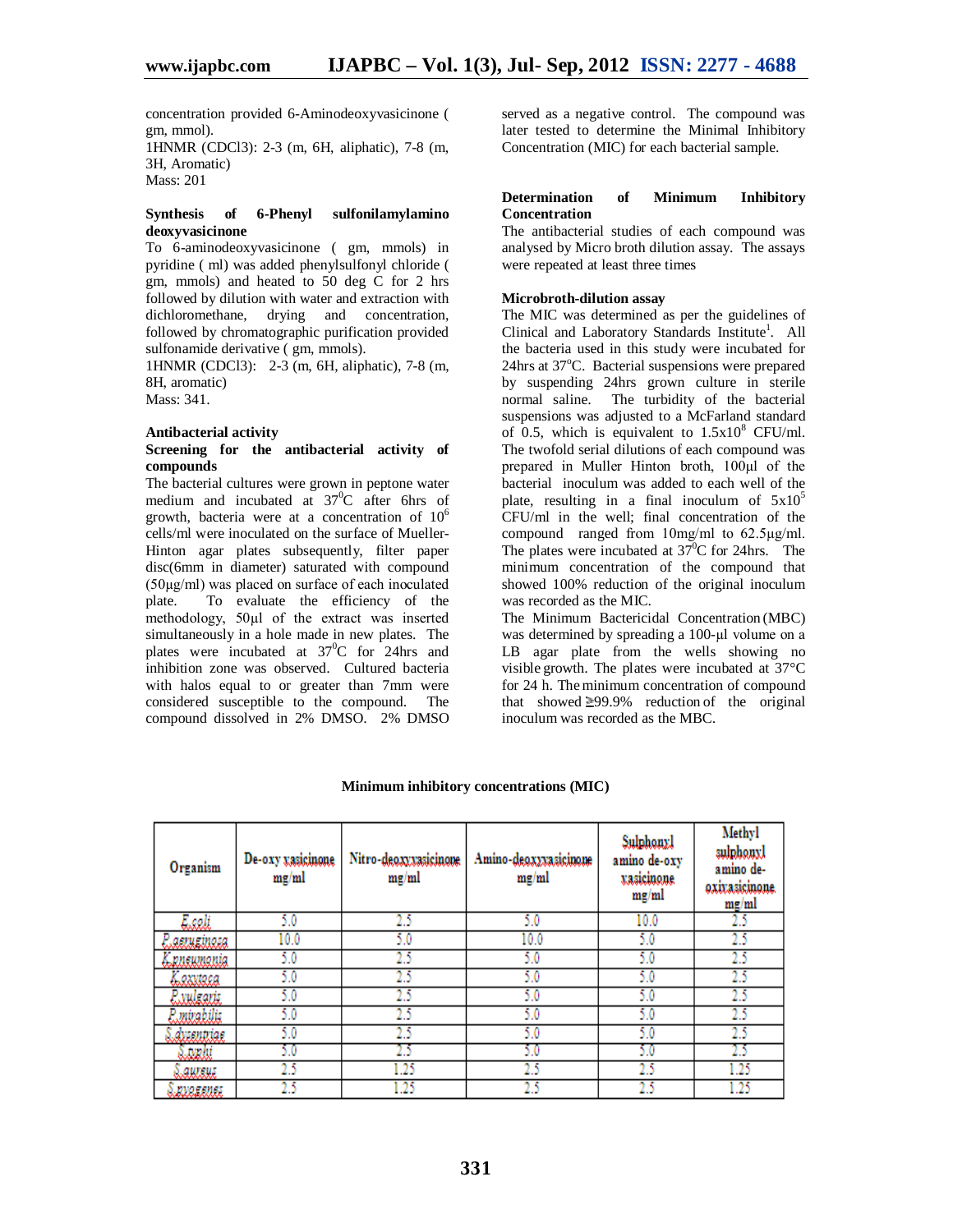concentration provided 6-Aminodeoxyvasicinone ( gm, mmol).

1HNMR (CDCl3): 2-3 (m, 6H, aliphatic), 7-8 (m, 3H, Aromatic)

Mass: 201

### Synthesis of 6-Phenyl sulfonilamylamino deoxyvasicinone

To 6-aminodeoxyvasicinone ( gm, mmols) in pyridine ( ml) was added phenylsulfonyl chloride ( gm, mmols) and heated to 50 deg C for 2 hrs followed by dilution with water and extraction with dichloromethane, drying and concentration, followed by chromatographic purification provided sulfonamide derivative ( gm, mmols).

1HNMR (CDCl3): 2-3 (m, 6H, aliphatic), 7-8 (m, 8H, aromatic)

Mass: 341.

## Antibacterial activity

### Screening for the antibacterial activity of compounds

The bacterial cultures were grown in peptone water medium and incubated at $37^0$C after 6hrs of growth, bacteria were at a concentration of $10^6$ cells/ml were inoculated on the surface of Mueller-Hinton agar plates subsequently, filter paper disc(6mm in diameter) saturated with compound (50µg/ml) was placed on surface of each inoculated plate. To evaluate the efficiency of the methodology, 50µl of the extract was inserted simultaneously in a hole made in new plates. The plates were incubated at $37^0$C for 24hrs and inhibition zone was observed. Cultured bacteria with halos equal to or greater than 7mm were considered susceptible to the compound. The compound dissolved in 2% DMSO. 2% DMSO served as a negative control. The compound was later tested to determine the Minimal Inhibitory Concentration (MIC) for each bacterial sample.

### Determination of Minimum Inhibitory Concentration

The antibacterial studies of each compound was analysed by Micro broth dilution assay. The assays were repeated at least three times

### Microbroth-dilution assay

The MIC was determined as per the guidelines of Clinical and Laboratory Standards Institute[1]. All the bacteria used in this study were incubated for 24hrs at 37°C. Bacterial suspensions were prepared by suspending 24hrs grown culture in sterile normal saline. The turbidity of the bacterial suspensions was adjusted to a McFarland standard of 0.5, which is equivalent to $1.5x10^8$ CFU/ml. The twofold serial dilutions of each compound was prepared in Muller Hinton broth, 100µl of the bacterial inoculum was added to each well of the plate, resulting in a final inoculum of $5x10^5$ CFU/ml in the well; final concentration of the compound ranged from 10mg/ml to 62.5µg/ml. The plates were incubated at $37^0$C for 24hrs. The minimum concentration of the compound that showed 100% reduction of the original inoculum was recorded as the MIC.

The Minimum Bactericidal Concentration (MBC) was determined by spreading a 100-µl volume on a LB agar plate from the wells showing no visible growth. The plates were incubated at 37°C for 24 h. The minimum concentration of compound that showed ≧99.9% reduction of the original inoculum was recorded as the MBC.

**Minimum inhibitory concentrations (MIC)**

| Organism | De-oxy vasicinone mg/ml | Nitro-deoxyvasicinone mg/ml | Amino-deoxyvasicinone mg/ml | Sulphonyl amino de-oxy vasicinone mg/ml | Methyl sulphonyl amino de-oxivasicinone mg/ml |
|---|---|---|---|---|---|
| *E.coli* | 5.0 | 2.5 | 5.0 | 10.0 | 2.5 |
| *P.aeruginosa* | 10.0 | 5.0 | 10.0 | 5.0 | 2.5 |
| *K.pneumonia* | 5.0 | 2.5 | 5.0 | 5.0 | 2.5 |
| *K.oxytoca* | 5.0 | 2.5 | 5.0 | 5.0 | 2.5 |
| *P.vulgaris* | 5.0 | 2.5 | 5.0 | 5.0 | 2.5 |
| *P.mirabilis* | 5.0 | 2.5 | 5.0 | 5.0 | 2.5 |
| *S.dysentriae* | 5.0 | 2.5 | 5.0 | 5.0 | 2.5 |
| *S.typhi* | 5.0 | 2.5 | 5.0 | 5.0 | 2.5 |
| *S.aureus* | 2.5 | 1.25 | 2.5 | 2.5 | 1.25 |
| *S.pyogenes* | 2.5 | 1.25 | 2.5 | 2.5 | 1.25 |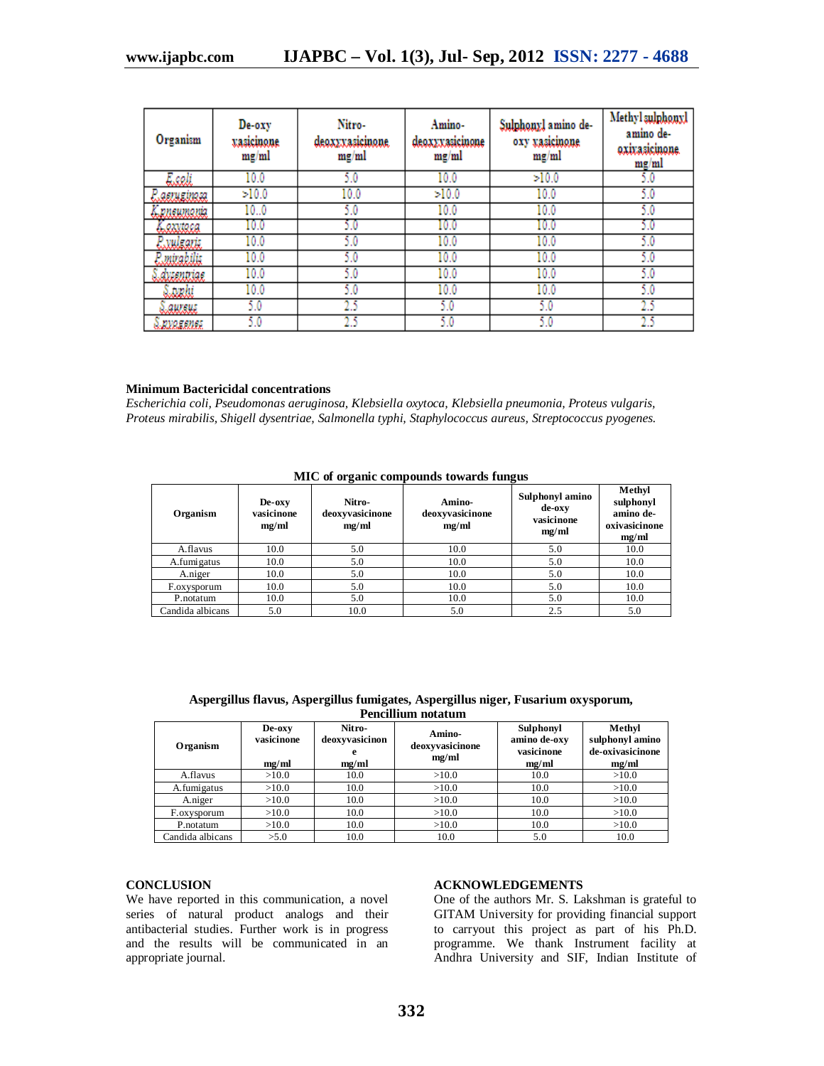| Organism | De-oxy vasicinone mg/ml | Nitro-deoxyvasicinone mg/ml | Amino-deoxyvasicinone mg/ml | Sulphonyl amino de-oxy vasicinone mg/ml | Methyl sulphonyl amino de-oxivasicinone mg/ml |
|---|---|---|---|---|---|
| E.coli | 10.0 | 5.0 | 10.0 | >10.0 | 5.0 |
| P.aeruginosa | >10.0 | 10.0 | >10.0 | 10.0 | 5.0 |
| K.pnuemonia | 10..0 | 5.0 | 10.0 | 10.0 | 5.0 |
| K.oxytoca | 10.0 | 5.0 | 10.0 | 10.0 | 5.0 |
| P.vulgaris | 10.0 | 5.0 | 10.0 | 10.0 | 5.0 |
| P.mirabilis | 10.0 | 5.0 | 10.0 | 10.0 | 5.0 |
| S.dysentriae | 10.0 | 5.0 | 10.0 | 10.0 | 5.0 |
| S.typhi | 10.0 | 5.0 | 10.0 | 10.0 | 5.0 |
| S.aureus | 5.0 | 2.5 | 5.0 | 5.0 | 2.5 |
| S.pyogenes | 5.0 | 2.5 | 5.0 | 5.0 | 2.5 |

**Minimum Bactericidal concentrations**

*Escherichia coli, Pseudomonas aeruginosa, Klebsiella oxytoca, Klebsiella pneumonia, Proteus vulgaris, Proteus mirabilis, Shigell dysentriae, Salmonella typhi, Staphylococcus aureus, Streptococcus pyogenes.*

**MIC of organic compounds towards fungus**

| Organism | De-oxy vasicinone mg/ml | Nitro-deoxyvasicinone mg/ml | Amino-deoxyvasicinone mg/ml | Sulphonyl amino de-oxy vasicinone mg/ml | Methyl sulphonyl amino de-oxivasicinone mg/ml |
|---|---|---|---|---|---|
| A.flavus | 10.0 | 5.0 | 10.0 | 5.0 | 10.0 |
| A.fumigatus | 10.0 | 5.0 | 10.0 | 5.0 | 10.0 |
| A.niger | 10.0 | 5.0 | 10.0 | 5.0 | 10.0 |
| F.oxysporum | 10.0 | 5.0 | 10.0 | 5.0 | 10.0 |
| P.notatum | 10.0 | 5.0 | 10.0 | 5.0 | 10.0 |
| Candida albicans | 5.0 | 10.0 | 5.0 | 2.5 | 5.0 |

**Aspergillus flavus, Aspergillus fumigates, Aspergillus niger, Fusarium oxysporum, Pencillium notatum**

| Organism | De-oxy vasicinone mg/ml | Nitro-deoxyvasicinone mg/ml | Amino-deoxyvasicinone mg/ml | Sulphonyl amino de-oxy vasicinone mg/ml | Methyl sulphonyl amino de-oxivasicinone mg/ml |
|---|---|---|---|---|---|
| A.flavus | >10.0 | 10.0 | >10.0 | 10.0 | >10.0 |
| A.fumigatus | >10.0 | 10.0 | >10.0 | 10.0 | >10.0 |
| A.niger | >10.0 | 10.0 | >10.0 | 10.0 | >10.0 |
| F.oxysporum | >10.0 | 10.0 | >10.0 | 10.0 | >10.0 |
| P.notatum | >10.0 | 10.0 | >10.0 | 10.0 | >10.0 |
| Candida albicans | >5.0 | 10.0 | 10.0 | 5.0 | 10.0 |

## CONCLUSION

We have reported in this communication, a novel series of natural product analogs and their antibacterial studies. Further work is in progress and the results will be communicated in an appropriate journal.

## ACKNOWLEDGEMENTS

One of the authors Mr. S. Lakshman is grateful to GITAM University for providing financial support to carryout this project as part of his Ph.D. programme. We thank Instrument facility at Andhra University and SIF, Indian Institute of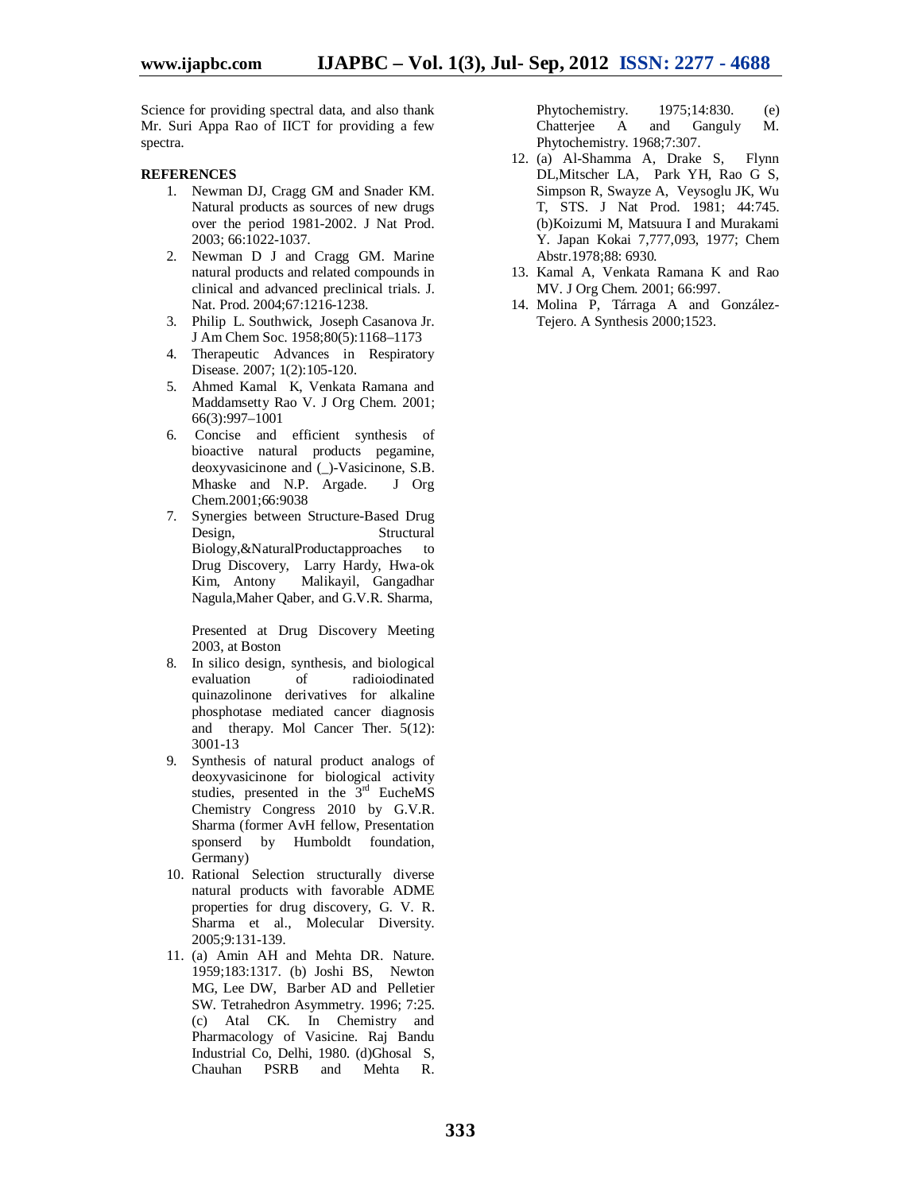Science for providing spectral data, and also thank Mr. Suri Appa Rao of IICT for providing a few spectra.

## REFERENCES

1. Newman DJ, Cragg GM and Snader KM. Natural products as sources of new drugs over the period 1981-2002. J Nat Prod. 2003; 66:1022-1037.
2. Newman D J and Cragg GM. Marine natural products and related compounds in clinical and advanced preclinical trials. J. Nat. Prod. 2004;67:1216-1238.
3. Philip L. Southwick, Joseph Casanova Jr. J Am Chem Soc. 1958;80(5):1168–1173
4. Therapeutic Advances in Respiratory Disease. 2007; 1(2):105-120.
5. Ahmed Kamal K, Venkata Ramana and Maddamsetty Rao V. J Org Chem. 2001; 66(3):997–1001
6. Concise and efficient synthesis of bioactive natural products pegamine, deoxyvasicinone and (_)-Vasicinone, S.B. Mhaske and N.P. Argade. J Org Chem.2001;66:9038
7. Synergies between Structure-Based Drug Design, Structural Biology,&NaturalProductapproaches to Drug Discovery, Larry Hardy, Hwa-ok Kim, Antony Malikayil, Gangadhar Nagula,Maher Qaber, and G.V.R. Sharma,

   Presented at Drug Discovery Meeting 2003, at Boston
8. In silico design, synthesis, and biological evaluation of radioiodinated quinazolinone derivatives for alkaline phosphotase mediated cancer diagnosis and therapy. Mol Cancer Ther. 5(12): 3001-13
9. Synthesis of natural product analogs of deoxyvasicinone for biological activity studies, presented in the 3rd EucheMS Chemistry Congress 2010 by G.V.R. Sharma (former AvH fellow, Presentation sponserd by Humboldt foundation, Germany)
10. Rational Selection structurally diverse natural products with favorable ADME properties for drug discovery, G. V. R. Sharma et al., Molecular Diversity. 2005;9:131-139.
11. (a) Amin AH and Mehta DR. Nature. 1959;183:1317. (b) Joshi BS, Newton MG, Lee DW, Barber AD and Pelletier SW. Tetrahedron Asymmetry. 1996; 7:25. (c) Atal CK. In Chemistry and Pharmacology of Vasicine. Raj Bandu Industrial Co, Delhi, 1980. (d)Ghosal S, Chauhan PSRB and Mehta R. Phytochemistry. 1975;14:830. (e) Chatterjee A and Ganguly M. Phytochemistry. 1968;7:307.
12. (a) Al-Shamma A, Drake S, Flynn DL,Mitscher LA, Park YH, Rao G S, Simpson R, Swayze A, Veysoglu JK, Wu T, STS. J Nat Prod. 1981; 44:745. (b)Koizumi M, Matsuura I and Murakami Y. Japan Kokai 7,777,093, 1977; Chem Abstr.1978;88: 6930.
13. Kamal A, Venkata Ramana K and Rao MV. J Org Chem. 2001; 66:997.
14. Molina P, Tárraga A and González-Tejero. A Synthesis 2000;1523.